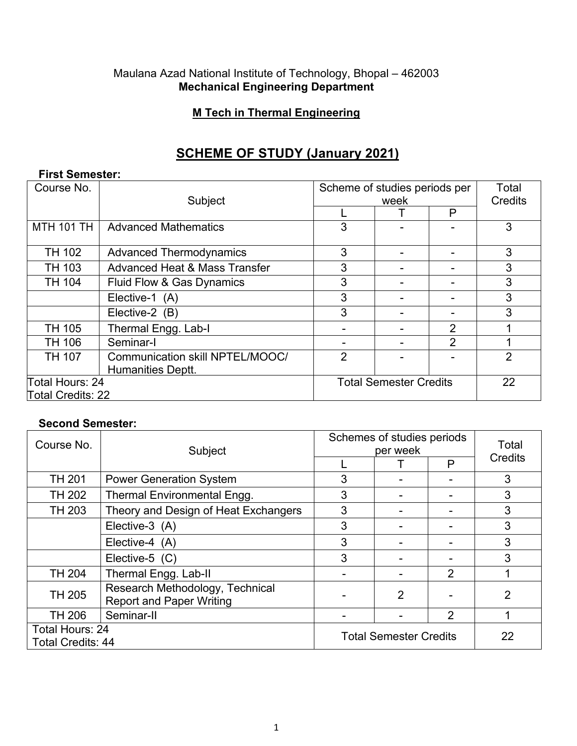Maulana Azad National Institute of Technology, Bhopal – 462003

**Mechanical Engineering Department**

**M Tech in Thermal Engineering**

## SCHEME OF STUDY (January 2021)

**First Semester:**

| Course No. | Subject | Scheme of studies periods per week | | | Total Credits |
|---|---|---|---|---|---|
| | | L | T | P | |
| MTH 101 TH | Advanced Mathematics | 3 | - | - | 3 |
| TH 102 | Advanced Thermodynamics | 3 | - | - | 3 |
| TH 103 | Advanced Heat & Mass Transfer | 3 | - | - | 3 |
| TH 104 | Fluid Flow & Gas Dynamics | 3 | - | - | 3 |
| | Elective-1 (A) | 3 | - | - | 3 |
| | Elective-2 (B) | 3 | - | - | 3 |
| TH 105 | Thermal Engg. Lab-I | - | - | 2 | 1 |
| TH 106 | Seminar-I | - | - | 2 | 1 |
| TH 107 | Communication skill NPTEL/MOOC/ Humanities Deptt. | 2 | - | - | 2 |
| Total Hours: 24<br>Total Credits: 22 | | Total Semester Credits | | | 22 |

**Second Semester:**

| Course No. | Subject | Schemes of studies periods per week | | | Total Credits |
|---|---|---|---|---|---|
| | | L | T | P | |
| TH 201 | Power Generation System | 3 | - | - | 3 |
| TH 202 | Thermal Environmental Engg. | 3 | - | - | 3 |
| TH 203 | Theory and Design of Heat Exchangers | 3 | - | - | 3 |
| | Elective-3 (A) | 3 | - | - | 3 |
| | Elective-4 (A) | 3 | - | - | 3 |
| | Elective-5 (C) | 3 | - | - | 3 |
| TH 204 | Thermal Engg. Lab-II | - | - | 2 | 1 |
| TH 205 | Research Methodology, Technical Report and Paper Writing | - | 2 | - | 2 |
| TH 206 | Seminar-II | - | - | 2 | 1 |
| Total Hours: 24<br>Total Credits: 44 | | Total Semester Credits | | | 22 |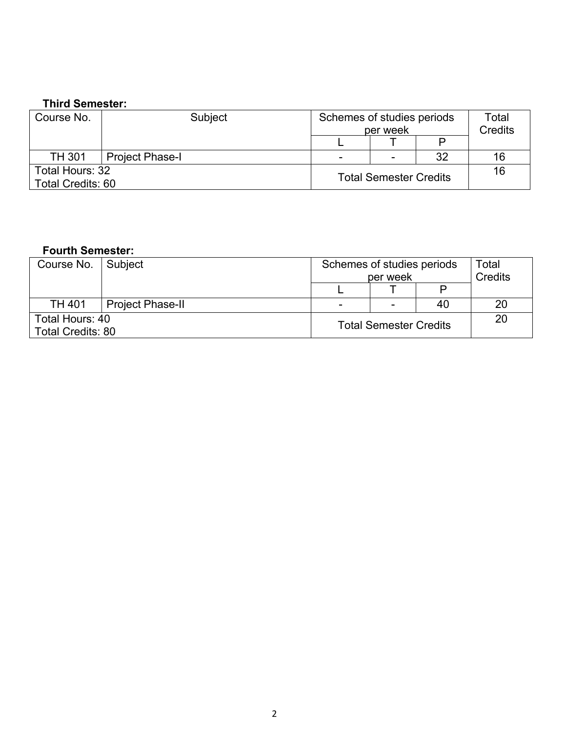**Third Semester:**

| Course No. | Subject | Schemes of studies periods per week | | | Total Credits |
|---|---|---|---|---|---|
| | | L | T | P | |
| TH 301 | Project Phase-I | - | - | 32 | 16 |
| Total Hours: 32<br>Total Credits: 60 | | Total Semester Credits | | | 16 |

**Fourth Semester:**

| Course No. | Subject | Schemes of studies periods per week | | | Total Credits |
|---|---|---|---|---|---|
| | | L | T | P | |
| TH 401 | Project Phase-II | - | - | 40 | 20 |
| Total Hours: 40<br>Total Credits: 80 | | Total Semester Credits | | | 20 |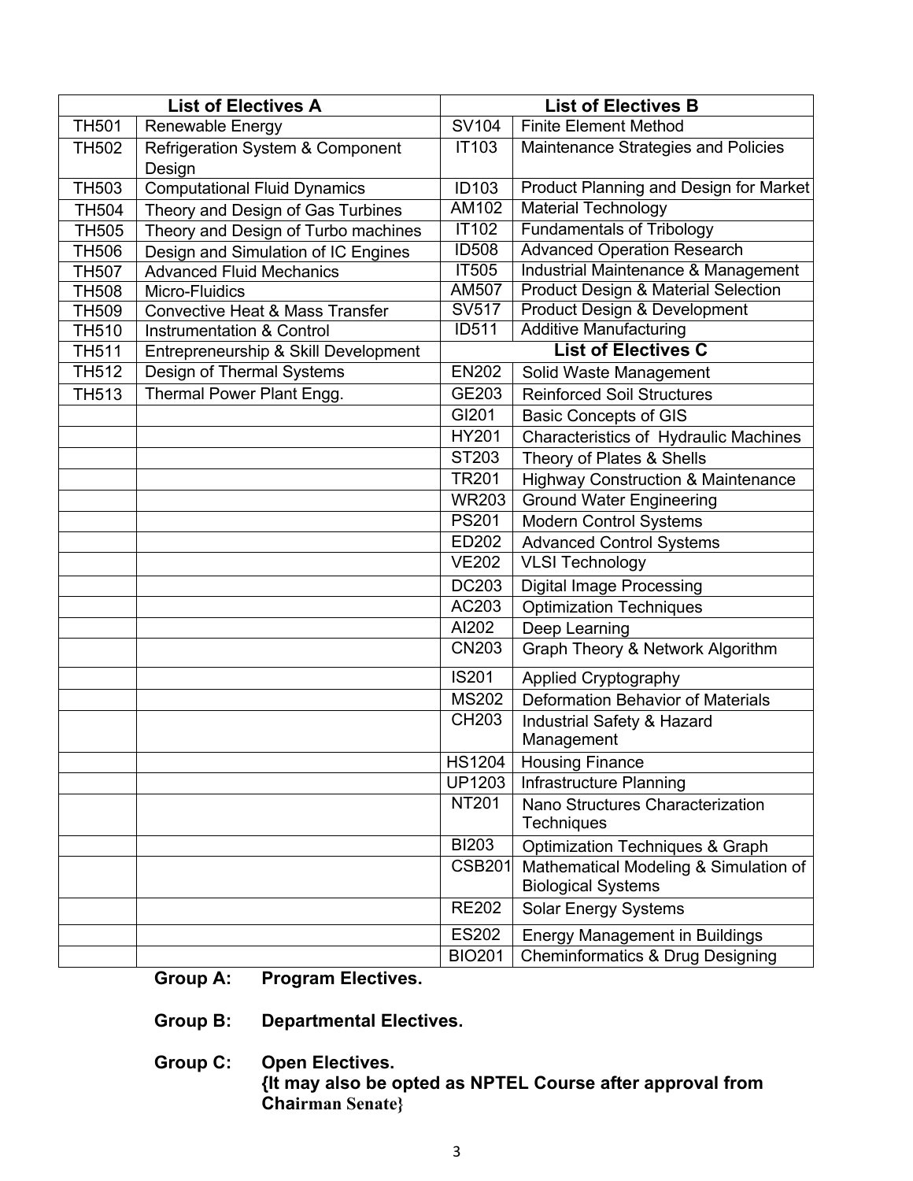| List of Electives A | | List of Electives B | |
|---|---|---|---|
| TH501 | Renewable Energy | SV104 | Finite Element Method |
| TH502 | Refrigeration System & Component Design | IT103 | Maintenance Strategies and Policies |
| TH503 | Computational Fluid Dynamics | ID103 | Product Planning and Design for Market |
| TH504 | Theory and Design of Gas Turbines | AM102 | Material Technology |
| TH505 | Theory and Design of Turbo machines | IT102 | Fundamentals of Tribology |
| TH506 | Design and Simulation of IC Engines | ID508 | Advanced Operation Research |
| TH507 | Advanced Fluid Mechanics | IT505 | Industrial Maintenance & Management |
| TH508 | Micro-Fluidics | AM507 | Product Design & Material Selection |
| TH509 | Convective Heat & Mass Transfer | SV517 | Product Design & Development |
| TH510 | Instrumentation & Control | ID511 | Additive Manufacturing |
| TH511 | Entrepreneurship & Skill Development | **List of Electives C** | |
| TH512 | Design of Thermal Systems | EN202 | Solid Waste Management |
| TH513 | Thermal Power Plant Engg. | GE203 | Reinforced Soil Structures |
| | | GI201 | Basic Concepts of GIS |
| | | HY201 | Characteristics of Hydraulic Machines |
| | | ST203 | Theory of Plates & Shells |
| | | TR201 | Highway Construction & Maintenance |
| | | WR203 | Ground Water Engineering |
| | | PS201 | Modern Control Systems |
| | | ED202 | Advanced Control Systems |
| | | VE202 | VLSI Technology |
| | | DC203 | Digital Image Processing |
| | | AC203 | Optimization Techniques |
| | | AI202 | Deep Learning |
| | | CN203 | Graph Theory & Network Algorithm |
| | | IS201 | Applied Cryptography |
| | | MS202 | Deformation Behavior of Materials |
| | | CH203 | Industrial Safety & Hazard Management |
| | | HS1204 | Housing Finance |
| | | UP1203 | Infrastructure Planning |
| | | NT201 | Nano Structures Characterization Techniques |
| | | BI203 | Optimization Techniques & Graph |
| | | CSB201 | Mathematical Modeling & Simulation of Biological Systems |
| | | RE202 | Solar Energy Systems |
| | | ES202 | Energy Management in Buildings |
| | | BIO201 | Cheminformatics & Drug Designing |

**Group A: Program Electives.**

**Group B: Departmental Electives.**

**Group C: Open Electives.**
**{It may also be opted as NPTEL Course after approval from Chairman Senate}**